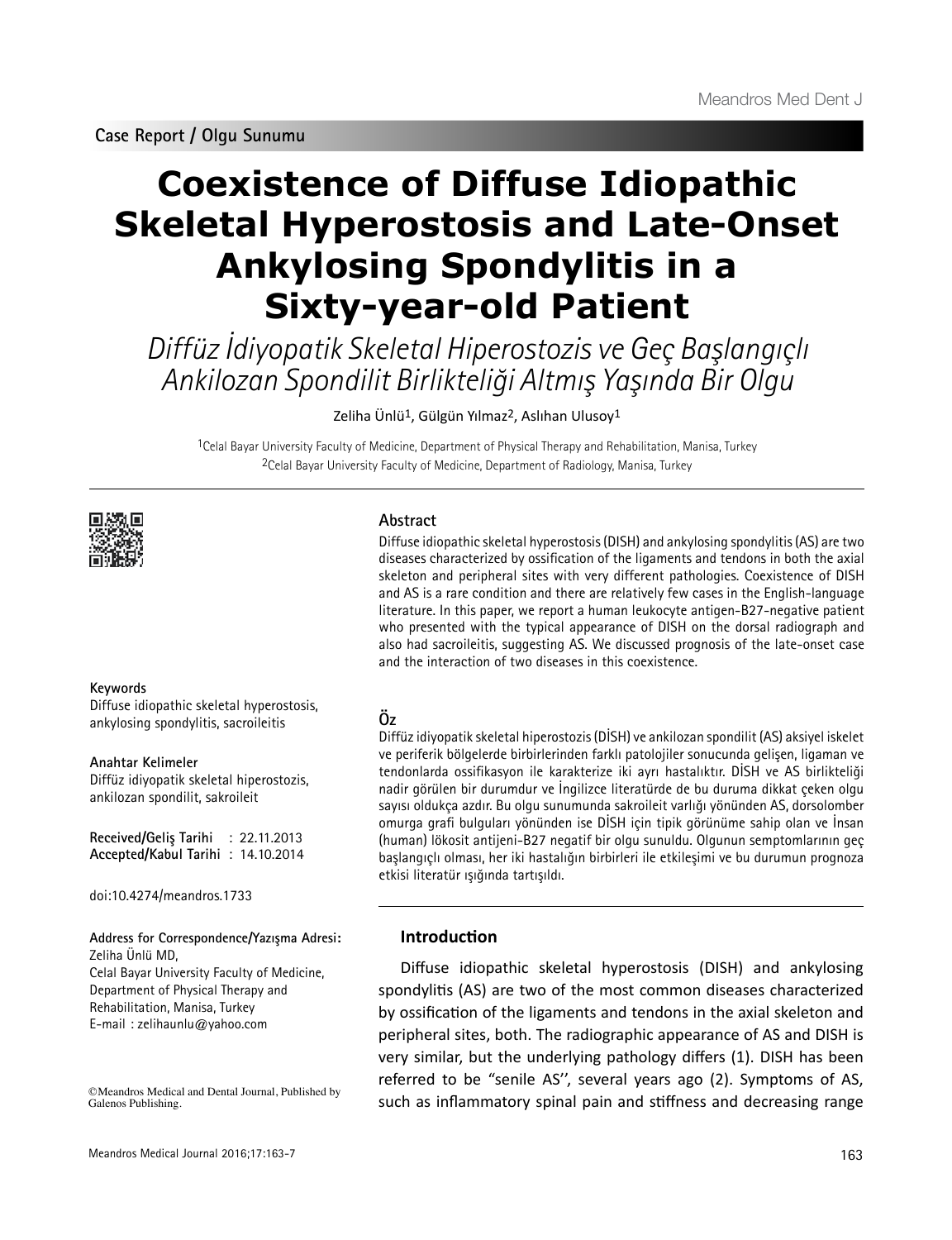Case Report / Olgu Sunumu

# Coexistence of Diffuse Idiopathic Skeletal Hyperostosis and Late-Onset Ankylosing Spondylitis in a Sixty-year-old Patient

*Diffüz İdiyopatik Skeletal Hiperostozis ve Geç Başlangıçlı Ankilozan Spondilit Birlikteliği Altmış Yaşında Bir Olgu*

Zeliha Ünlü[1], Gülgün Yılmaz[2], Aslıhan Ulusoy[1]

[1]Celal Bayar University Faculty of Medicine, Department of Physical Therapy and Rehabilitation, Manisa, Turkey
[2]Celal Bayar University Faculty of Medicine, Department of Radiology, Manisa, Turkey

## Abstract

Diffuse idiopathic skeletal hyperostosis (DISH) and ankylosing spondylitis (AS) are two diseases characterized by ossification of the ligaments and tendons in both the axial skeleton and peripheral sites with very different pathologies. Coexistence of DISH and AS is a rare condition and there are relatively few cases in the English-language literature. In this paper, we report a human leukocyte antigen-B27-negative patient who presented with the typical appearance of DISH on the dorsal radiograph and also had sacroileitis, suggesting AS. We discussed prognosis of the late-onset case and the interaction of two diseases in this coexistence.

**Keywords**
Diffuse idiopathic skeletal hyperostosis, ankylosing spondylitis, sacroileitis

## Öz

Diffüz idiyopatik skeletal hiperostozis (DİSH) ve ankilozan spondilit (AS) aksiyel iskelet ve periferik bölgelerde birbirlerinden farklı patolojiler sonucunda gelişen, ligaman ve tendonlarda ossifikasyon ile karakterize iki ayrı hastalıktır. DİSH ve AS birlikteliği nadir görülen bir durumdur ve İngilizce literatürde de bu duruma dikkat çeken olgu sayısı oldukça azdır. Bu olgu sunumunda sakroileit varlığı yönünden AS, dorsolomber omurga grafi bulguları yönünden ise DİSH için tipik görünüme sahip olan ve İnsan (human) lökosit antijeni-B27 negatif bir olgu sunuldu. Olgunun semptomlarının geç başlangıçlı olması, her iki hastalığın birbirleri ile etkileşimi ve bu durumun prognoza etkisi literatür ışığında tartışıldı.

**Anahtar Kelimeler**
Diffüz idiyopatik skeletal hiperostozis, ankilozan spondilit, sakroileit

**Received/Geliş Tarihi** : 22.11.2013
**Accepted/Kabul Tarihi** : 14.10.2014

doi:10.4274/meandros.1733

**Address for Correspondence/Yazışma Adresi:**
Zeliha Ünlü MD,
Celal Bayar University Faculty of Medicine,
Department of Physical Therapy and Rehabilitation, Manisa, Turkey
E-mail : zelihaunlu@yahoo.com

©Meandros Medical and Dental Journal, Published by Galenos Publishing.

## Introduction

Diffuse idiopathic skeletal hyperostosis (DISH) and ankylosing spondylitis (AS) are two of the most common diseases characterized by ossification of the ligaments and tendons in the axial skeleton and peripheral sites, both. The radiographic appearance of AS and DISH is very similar, but the underlying pathology differs (1). DISH has been referred to be "senile AS'', several years ago (2). Symptoms of AS, such as inflammatory spinal pain and stiffness and decreasing range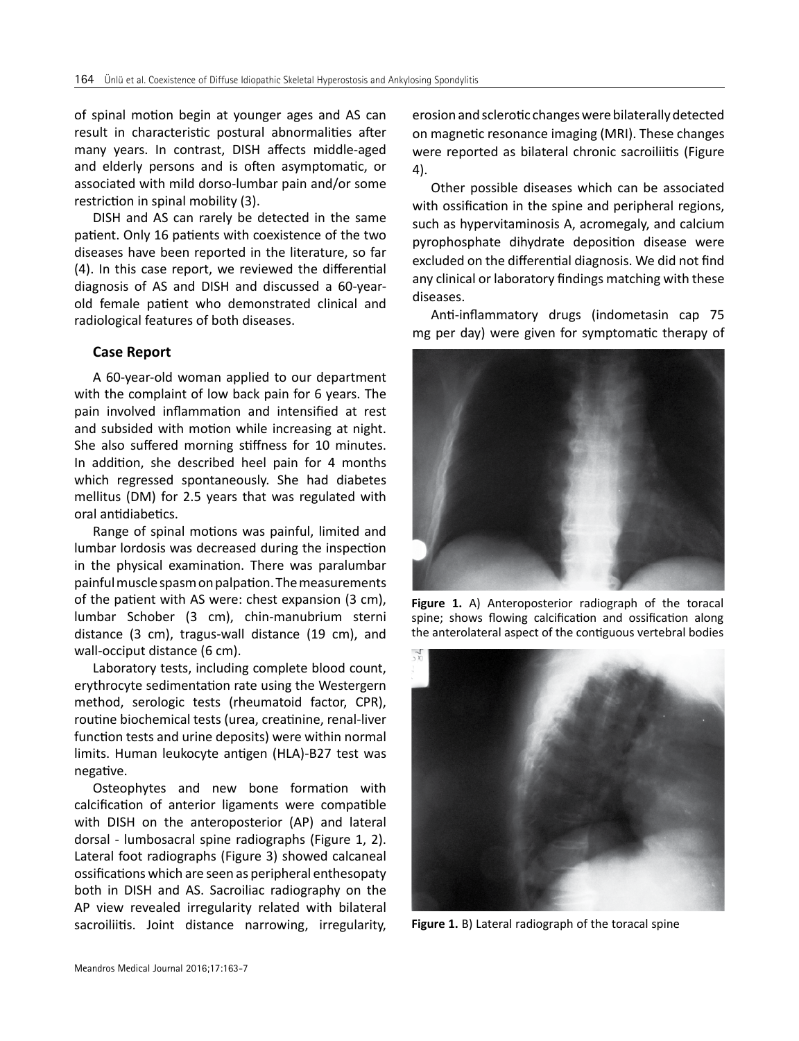of spinal motion begin at younger ages and AS can result in characteristic postural abnormalities after many years. In contrast, DISH affects middle-aged and elderly persons and is often asymptomatic, or associated with mild dorso-lumbar pain and/or some restriction in spinal mobility (3).

DISH and AS can rarely be detected in the same patient. Only 16 patients with coexistence of the two diseases have been reported in the literature, so far (4). In this case report, we reviewed the differential diagnosis of AS and DISH and discussed a 60-year-old female patient who demonstrated clinical and radiological features of both diseases.

## Case Report

A 60-year-old woman applied to our department with the complaint of low back pain for 6 years. The pain involved inflammation and intensified at rest and subsided with motion while increasing at night. She also suffered morning stiffness for 10 minutes. In addition, she described heel pain for 4 months which regressed spontaneously. She had diabetes mellitus (DM) for 2.5 years that was regulated with oral antidiabetics.

Range of spinal motions was painful, limited and lumbar lordosis was decreased during the inspection in the physical examination. There was paralumbar painful muscle spasm on palpation. The measurements of the patient with AS were: chest expansion (3 cm), lumbar Schober (3 cm), chin-manubrium sterni distance (3 cm), tragus-wall distance (19 cm), and wall-occiput distance (6 cm).

Laboratory tests, including complete blood count, erythrocyte sedimentation rate using the Westergern method, serologic tests (rheumatoid factor, CPR), routine biochemical tests (urea, creatinine, renal-liver function tests and urine deposits) were within normal limits. Human leukocyte antigen (HLA)-B27 test was negative.

Osteophytes and new bone formation with calcification of anterior ligaments were compatible with DISH on the anteroposterior (AP) and lateral dorsal - lumbosacral spine radiographs (Figure 1, 2). Lateral foot radiographs (Figure 3) showed calcaneal ossifications which are seen as peripheral enthesopaty both in DISH and AS. Sacroiliac radiography on the AP view revealed irregularity related with bilateral sacroiliitis. Joint distance narrowing, irregularity, erosion and sclerotic changes were bilaterally detected on magnetic resonance imaging (MRI). These changes were reported as bilateral chronic sacroiliitis (Figure 4).

Other possible diseases which can be associated with ossification in the spine and peripheral regions, such as hypervitaminosis A, acromegaly, and calcium pyrophosphate dihydrate deposition disease were excluded on the differential diagnosis. We did not find any clinical or laboratory findings matching with these diseases.

Anti-inflammatory drugs (indometasin cap 75 mg per day) were given for symptomatic therapy of

**Figure 1.** A) Anteroposterior radiograph of the toracal spine; shows flowing calcification and ossification along the anterolateral aspect of the contiguous vertebral bodies

**Figure 1.** B) Lateral radiograph of the toracal spine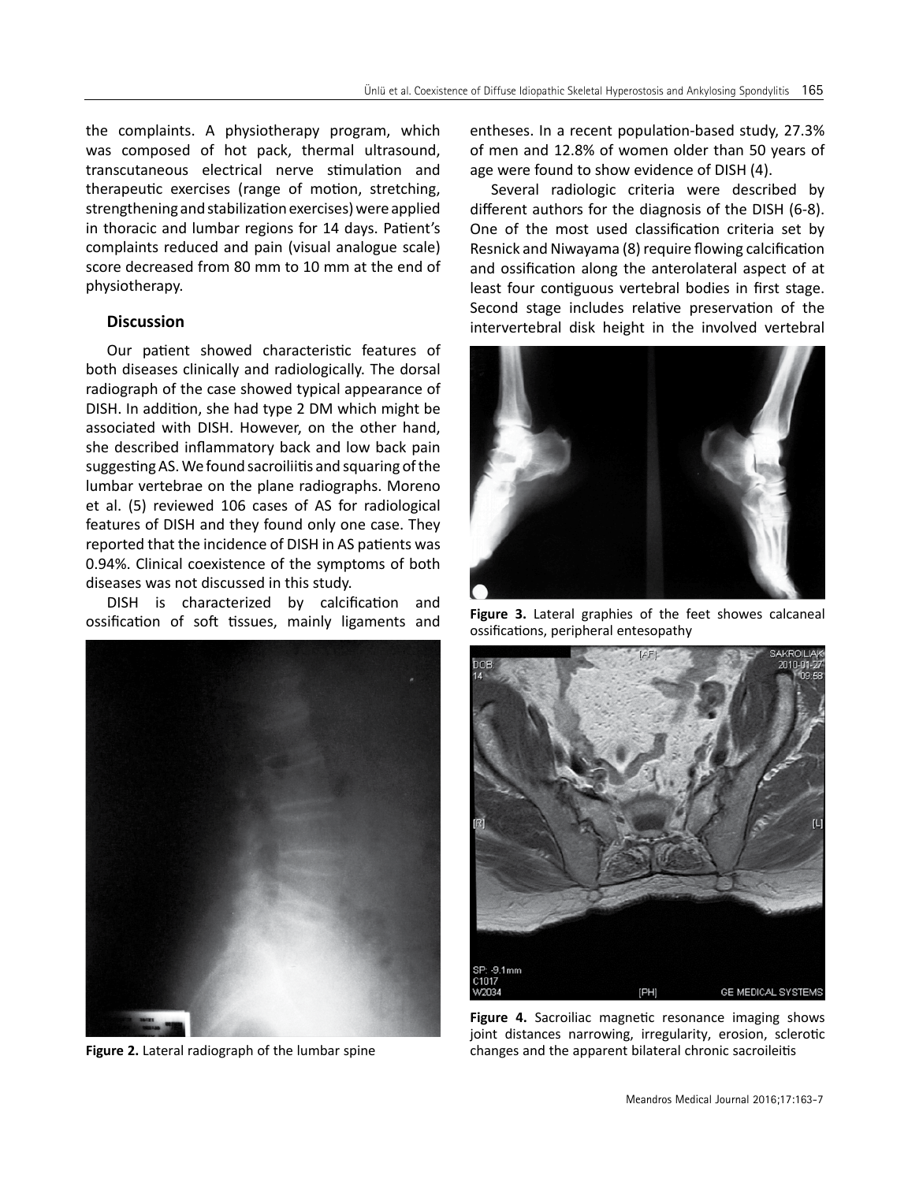the complaints. A physiotherapy program, which was composed of hot pack, thermal ultrasound, transcutaneous electrical nerve stimulation and therapeutic exercises (range of motion, stretching, strengthening and stabilization exercises) were applied in thoracic and lumbar regions for 14 days. Patient's complaints reduced and pain (visual analogue scale) score decreased from 80 mm to 10 mm at the end of physiotherapy.

## Discussion

Our patient showed characteristic features of both diseases clinically and radiologically. The dorsal radiograph of the case showed typical appearance of DISH. In addition, she had type 2 DM which might be associated with DISH. However, on the other hand, she described inflammatory back and low back pain suggesting AS. We found sacroiliitis and squaring of the lumbar vertebrae on the plane radiographs. Moreno et al. (5) reviewed 106 cases of AS for radiological features of DISH and they found only one case. They reported that the incidence of DISH in AS patients was 0.94%. Clinical coexistence of the symptoms of both diseases was not discussed in this study.

DISH is characterized by calcification and ossification of soft tissues, mainly ligaments and entheses. In a recent population-based study, 27.3% of men and 12.8% of women older than 50 years of age were found to show evidence of DISH (4).

Several radiologic criteria were described by different authors for the diagnosis of the DISH (6-8). One of the most used classification criteria set by Resnick and Niwayama (8) require flowing calcification and ossification along the anterolateral aspect of at least four contiguous vertebral bodies in first stage. Second stage includes relative preservation of the intervertebral disk height in the involved vertebral

**Figure 2.** Lateral radiograph of the lumbar spine

**Figure 3.** Lateral graphies of the feet showes calcaneal ossifications, peripheral entesopathy

**Figure 4.** Sacroiliac magnetic resonance imaging shows joint distances narrowing, irregularity, erosion, sclerotic changes and the apparent bilateral chronic sacroileitis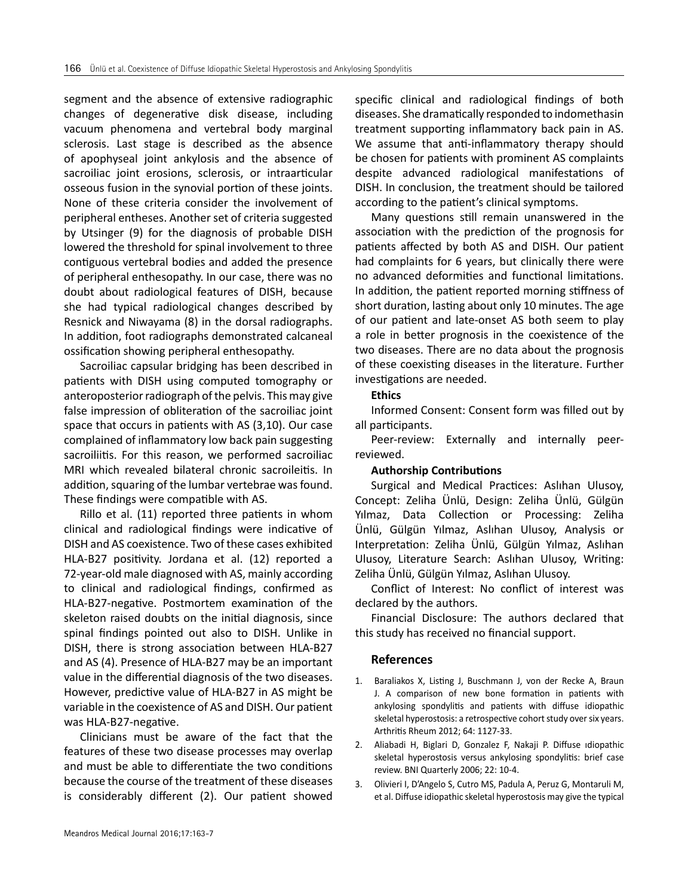segment and the absence of extensive radiographic changes of degenerative disk disease, including vacuum phenomena and vertebral body marginal sclerosis. Last stage is described as the absence of apophyseal joint ankylosis and the absence of sacroiliac joint erosions, sclerosis, or intraarticular osseous fusion in the synovial portion of these joints. None of these criteria consider the involvement of peripheral entheses. Another set of criteria suggested by Utsinger (9) for the diagnosis of probable DISH lowered the threshold for spinal involvement to three contiguous vertebral bodies and added the presence of peripheral enthesopathy. In our case, there was no doubt about radiological features of DISH, because she had typical radiological changes described by Resnick and Niwayama (8) in the dorsal radiographs. In addition, foot radiographs demonstrated calcaneal ossification showing peripheral enthesopathy.

Sacroiliac capsular bridging has been described in patients with DISH using computed tomography or anteroposterior radiograph of the pelvis. This may give false impression of obliteration of the sacroiliac joint space that occurs in patients with AS (3,10). Our case complained of inflammatory low back pain suggesting sacroiliitis. For this reason, we performed sacroiliac MRI which revealed bilateral chronic sacroileitis. In addition, squaring of the lumbar vertebrae was found. These findings were compatible with AS.

Rillo et al. (11) reported three patients in whom clinical and radiological findings were indicative of DISH and AS coexistence. Two of these cases exhibited HLA-B27 positivity. Jordana et al. (12) reported a 72-year-old male diagnosed with AS, mainly according to clinical and radiological findings, confirmed as HLA-B27-negative. Postmortem examination of the skeleton raised doubts on the initial diagnosis, since spinal findings pointed out also to DISH. Unlike in DISH, there is strong association between HLA-B27 and AS (4). Presence of HLA-B27 may be an important value in the differential diagnosis of the two diseases. However, predictive value of HLA-B27 in AS might be variable in the coexistence of AS and DISH. Our patient was HLA-B27-negative.

Clinicians must be aware of the fact that the features of these two disease processes may overlap and must be able to differentiate the two conditions because the course of the treatment of these diseases is considerably different (2). Our patient showed specific clinical and radiological findings of both diseases. She dramatically responded to indomethasin treatment supporting inflammatory back pain in AS. We assume that anti-inflammatory therapy should be chosen for patients with prominent AS complaints despite advanced radiological manifestations of DISH. In conclusion, the treatment should be tailored according to the patient's clinical symptoms.

Many questions still remain unanswered in the association with the prediction of the prognosis for patients affected by both AS and DISH. Our patient had complaints for 6 years, but clinically there were no advanced deformities and functional limitations. In addition, the patient reported morning stiffness of short duration, lasting about only 10 minutes. The age of our patient and late-onset AS both seem to play a role in better prognosis in the coexistence of the two diseases. There are no data about the prognosis of these coexisting diseases in the literature. Further investigations are needed.

**Ethics**

Informed Consent: Consent form was filled out by all participants.

Peer-review: Externally and internally peer-reviewed.

**Authorship Contributions**

Surgical and Medical Practices: Aslıhan Ulusoy, Concept: Zeliha Ünlü, Design: Zeliha Ünlü, Gülgün Yılmaz, Data Collection or Processing: Zeliha Ünlü, Gülgün Yılmaz, Aslıhan Ulusoy, Analysis or Interpretation: Zeliha Ünlü, Gülgün Yılmaz, Aslıhan Ulusoy, Literature Search: Aslıhan Ulusoy, Writing: Zeliha Ünlü, Gülgün Yılmaz, Aslıhan Ulusoy.

Conflict of Interest: No conflict of interest was declared by the authors.

Financial Disclosure: The authors declared that this study has received no financial support.

## References

1. Baraliakos X, Listing J, Buschmann J, von der Recke A, Braun J. A comparison of new bone formation in patients with ankylosing spondylitis and patients with diffuse idiopathic skeletal hyperostosis: a retrospective cohort study over six years. Arthritis Rheum 2012; 64: 1127-33.
2. Aliabadi H, Biglari D, Gonzalez F, Nakaji P. Diffuse ıdiopathic skeletal hyperostosis versus ankylosing spondylitis: brief case review. BNI Quarterly 2006; 22: 10-4.
3. Olivieri I, D'Angelo S, Cutro MS, Padula A, Peruz G, Montaruli M, et al. Diffuse idiopathic skeletal hyperostosis may give the typical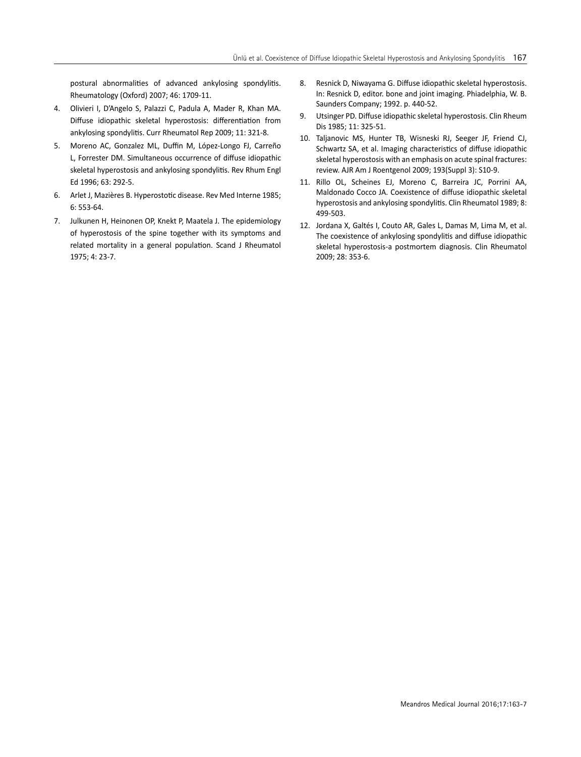postural abnormalities of advanced ankylosing spondylitis. Rheumatology (Oxford) 2007; 46: 1709-11.

4. Olivieri I, D'Angelo S, Palazzi C, Padula A, Mader R, Khan MA. Diffuse idiopathic skeletal hyperostosis: differentiation from ankylosing spondylitis. Curr Rheumatol Rep 2009; 11: 321-8.
5. Moreno AC, Gonzalez ML, Duffin M, López-Longo FJ, Carreño L, Forrester DM. Simultaneous occurrence of diffuse idiopathic skeletal hyperostosis and ankylosing spondylitis. Rev Rhum Engl Ed 1996; 63: 292-5.
6. Arlet J, Mazières B. Hyperostotic disease. Rev Med Interne 1985; 6: 553-64.
7. Julkunen H, Heinonen OP, Knekt P, Maatela J. The epidemiology of hyperostosis of the spine together with its symptoms and related mortality in a general population. Scand J Rheumatol 1975; 4: 23-7.
8. Resnick D, Niwayama G. Diffuse idiopathic skeletal hyperostosis. In: Resnick D, editor. bone and joint imaging. Phiadelphia, W. B. Saunders Company; 1992. p. 440-52.
9. Utsinger PD. Diffuse idiopathic skeletal hyperostosis. Clin Rheum Dis 1985; 11: 325-51.
10. Taljanovic MS, Hunter TB, Wisneski RJ, Seeger JF, Friend CJ, Schwartz SA, et al. Imaging characteristics of diffuse idiopathic skeletal hyperostosis with an emphasis on acute spinal fractures: review. AJR Am J Roentgenol 2009; 193(Suppl 3): S10-9.
11. Rillo OL, Scheines EJ, Moreno C, Barreira JC, Porrini AA, Maldonado Cocco JA. Coexistence of diffuse idiopathic skeletal hyperostosis and ankylosing spondylitis. Clin Rheumatol 1989; 8: 499-503.
12. Jordana X, Galtés I, Couto AR, Gales L, Damas M, Lima M, et al. The coexistence of ankylosing spondylitis and diffuse idiopathic skeletal hyperostosis-a postmortem diagnosis. Clin Rheumatol 2009; 28: 353-6.